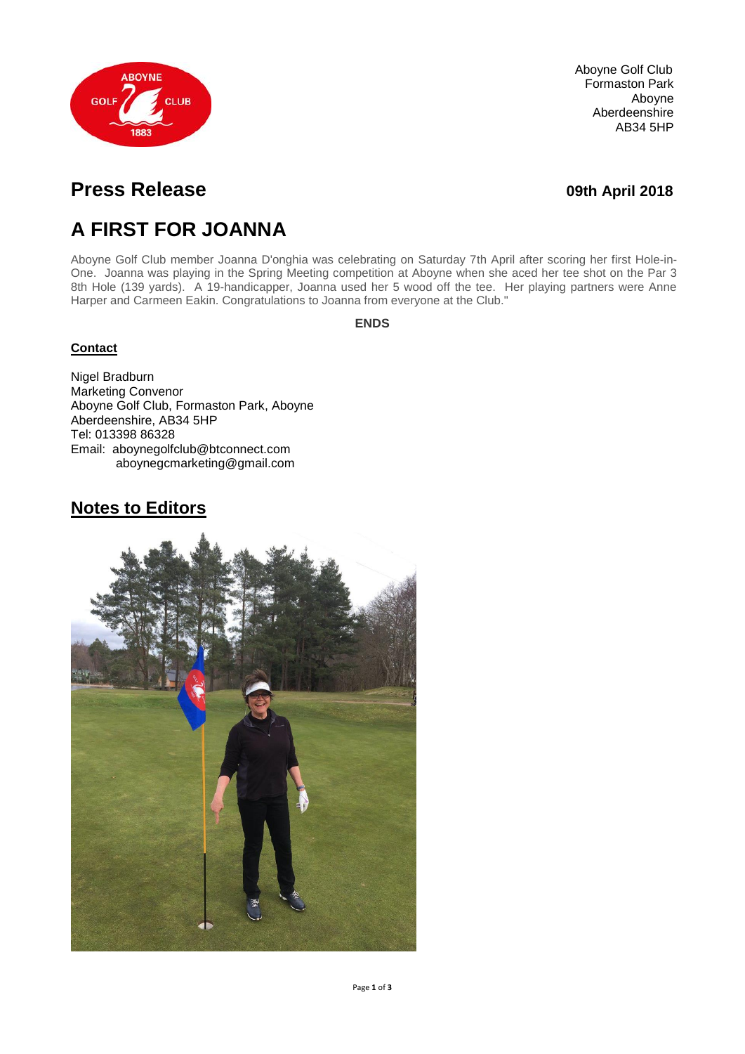Aboyne Golf Club
Formaston Park
Aboyne
Aberdeenshire
AB34 5HP

# Press Release

**09th April 2018**

# A FIRST FOR JOANNA

Aboyne Golf Club member Joanna D'onghia was celebrating on Saturday 7th April after scoring her first Hole-in-One. Joanna was playing in the Spring Meeting competition at Aboyne when she aced her tee shot on the Par 3 8th Hole (139 yards). A 19-handicapper, Joanna used her 5 wood off the tee. Her playing partners were Anne Harper and Carmeen Eakin. Congratulations to Joanna from everyone at the Club."

**ENDS**

**Contact**

Nigel Bradburn
Marketing Convenor
Aboyne Golf Club, Formaston Park, Aboyne
Aberdeenshire, AB34 5HP
Tel: 013398 86328
Email: aboynegolfclub@btconnect.com
aboynegcmarketing@gmail.com

## Notes to Editors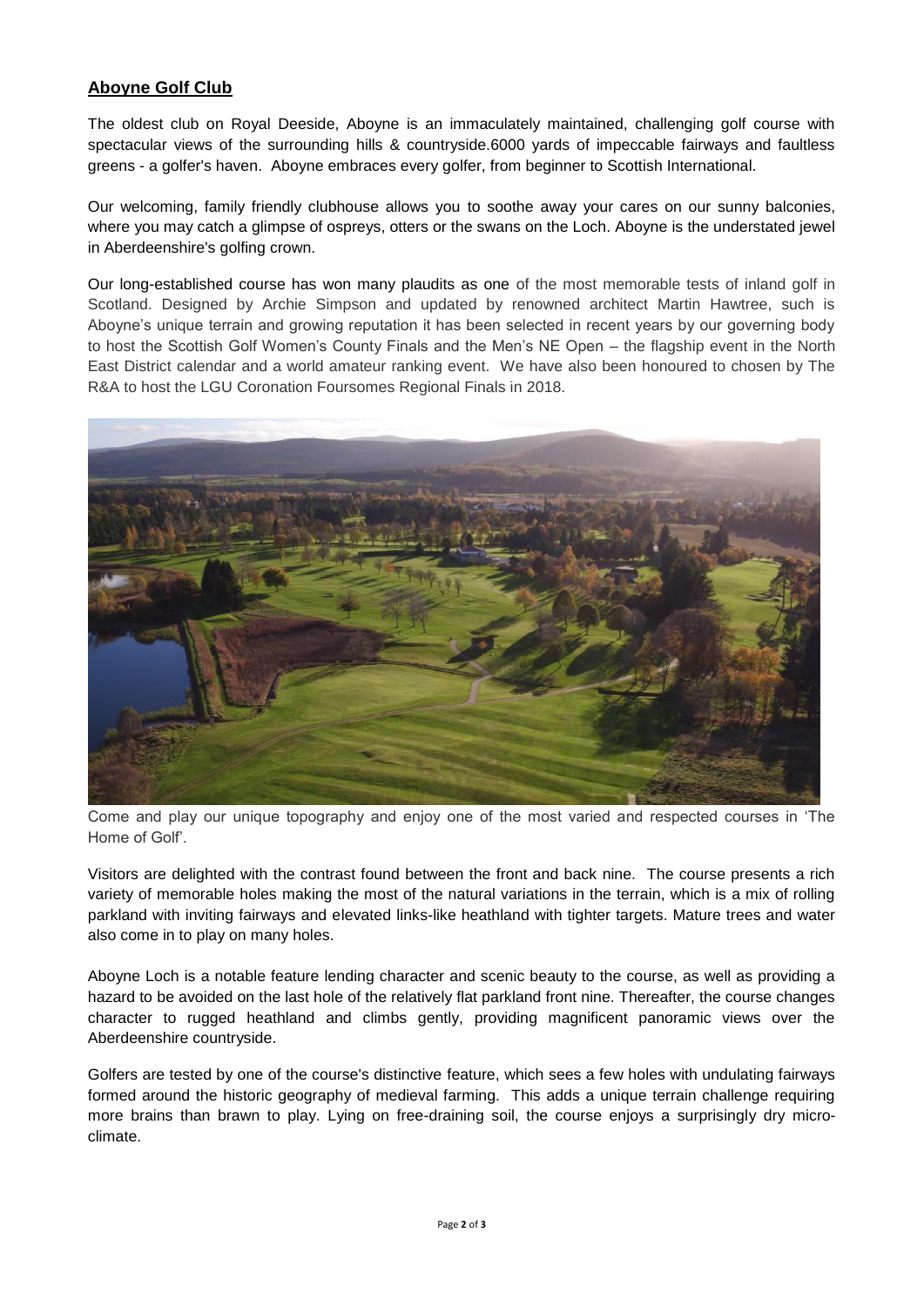## Aboyne Golf Club

The oldest club on Royal Deeside, Aboyne is an immaculately maintained, challenging golf course with spectacular views of the surrounding hills & countryside.6000 yards of impeccable fairways and faultless greens - a golfer's haven. Aboyne embraces every golfer, from beginner to Scottish International.

Our welcoming, family friendly clubhouse allows you to soothe away your cares on our sunny balconies, where you may catch a glimpse of ospreys, otters or the swans on the Loch. Aboyne is the understated jewel in Aberdeenshire's golfing crown.

Our long-established course has won many plaudits as one of the most memorable tests of inland golf in Scotland. Designed by Archie Simpson and updated by renowned architect Martin Hawtree, such is Aboyne's unique terrain and growing reputation it has been selected in recent years by our governing body to host the Scottish Golf Women's County Finals and the Men's NE Open – the flagship event in the North East District calendar and a world amateur ranking event. We have also been honoured to chosen by The R&A to host the LGU Coronation Foursomes Regional Finals in 2018.

Come and play our unique topography and enjoy one of the most varied and respected courses in 'The Home of Golf'.

Visitors are delighted with the contrast found between the front and back nine. The course presents a rich variety of memorable holes making the most of the natural variations in the terrain, which is a mix of rolling parkland with inviting fairways and elevated links-like heathland with tighter targets. Mature trees and water also come in to play on many holes.

Aboyne Loch is a notable feature lending character and scenic beauty to the course, as well as providing a hazard to be avoided on the last hole of the relatively flat parkland front nine. Thereafter, the course changes character to rugged heathland and climbs gently, providing magnificent panoramic views over the Aberdeenshire countryside.

Golfers are tested by one of the course's distinctive feature, which sees a few holes with undulating fairways formed around the historic geography of medieval farming. This adds a unique terrain challenge requiring more brains than brawn to play. Lying on free-draining soil, the course enjoys a surprisingly dry micro-climate.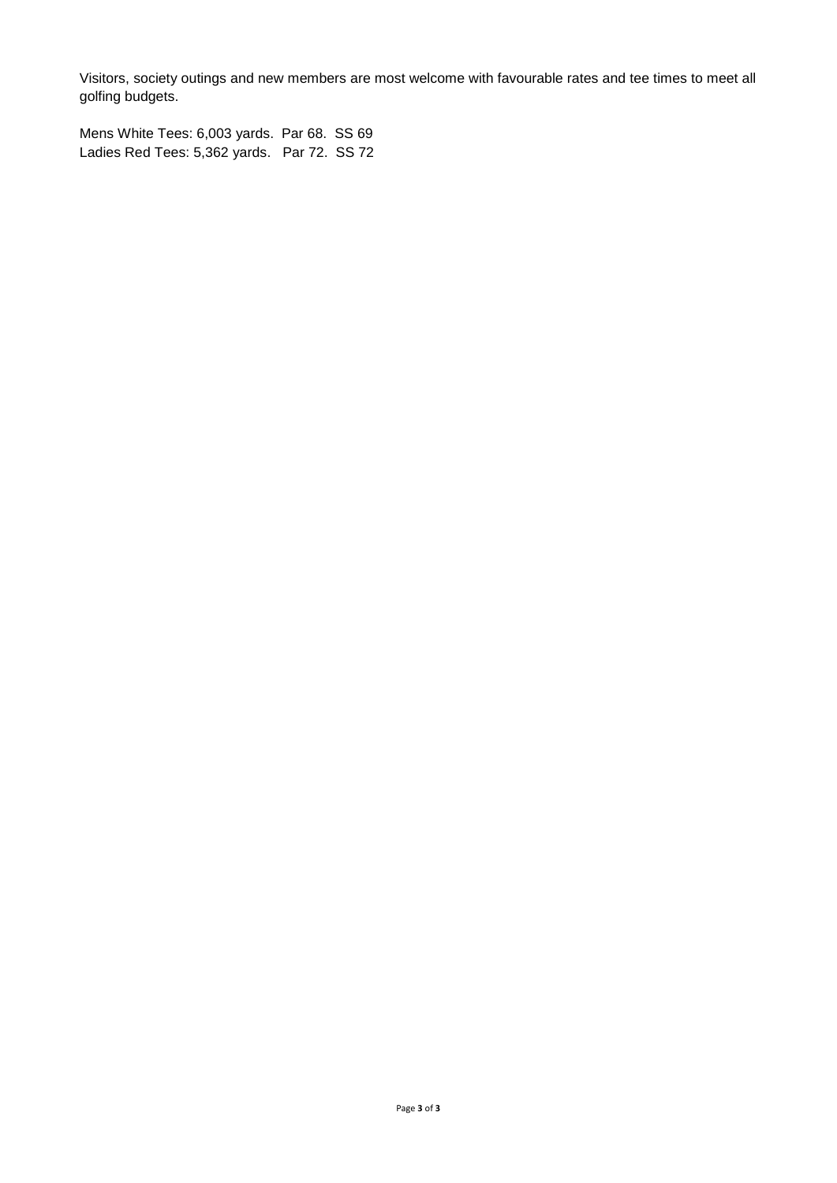Visitors, society outings and new members are most welcome with favourable rates and tee times to meet all golfing budgets.

Mens White Tees: 6,003 yards. Par 68. SS 69
Ladies Red Tees: 5,362 yards. Par 72. SS 72